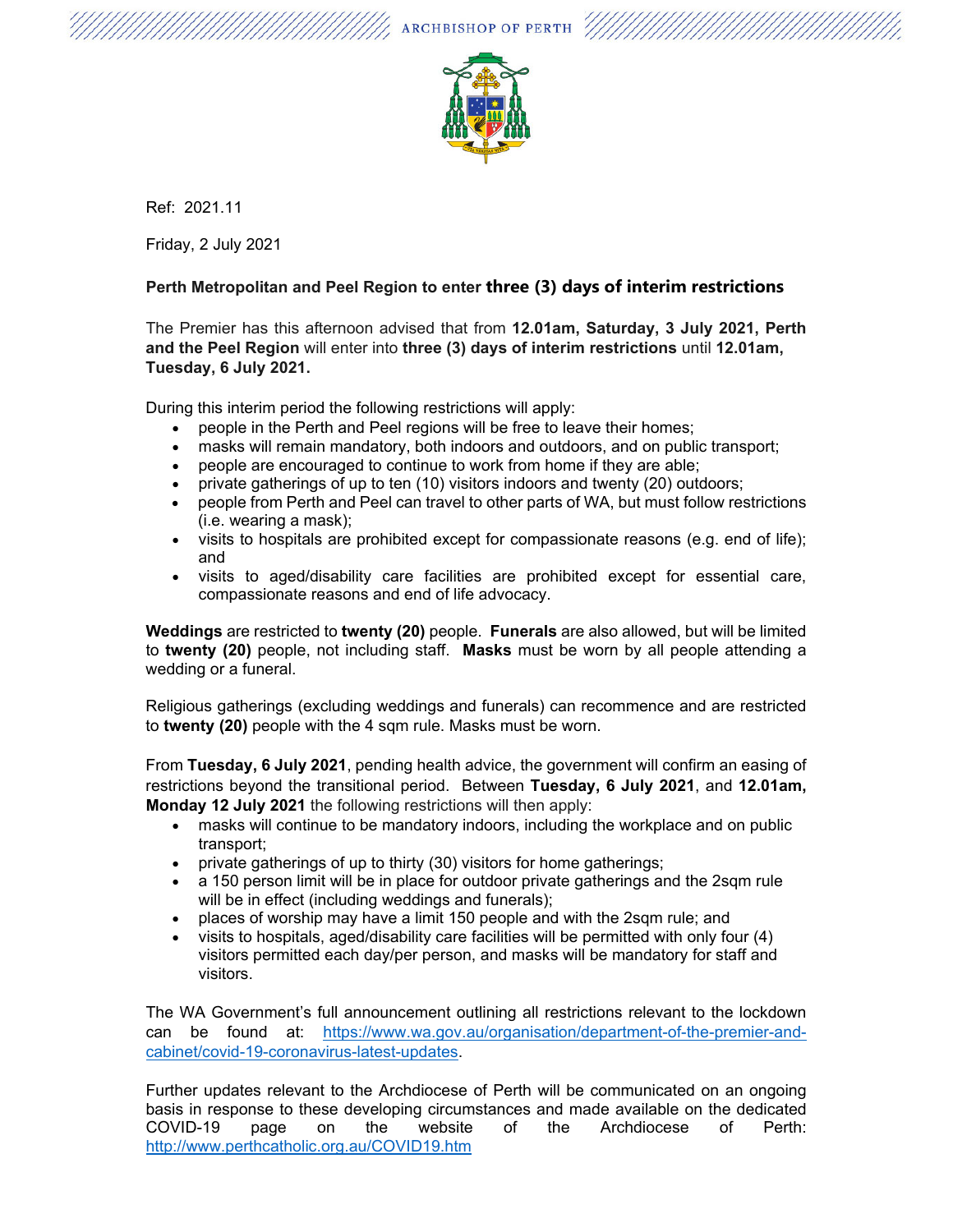ARCHBISHOP OF PERTH

Ref: 2021.11

Friday, 2 July 2021

**Perth Metropolitan and Peel Region to enter three (3) days of interim restrictions**

The Premier has this afternoon advised that from **12.01am, Saturday, 3 July 2021, Perth and the Peel Region** will enter into **three (3) days of interim restrictions** until **12.01am, Tuesday, 6 July 2021.**

During this interim period the following restrictions will apply:

- people in the Perth and Peel regions will be free to leave their homes;
- masks will remain mandatory, both indoors and outdoors, and on public transport;
- people are encouraged to continue to work from home if they are able;
- private gatherings of up to ten (10) visitors indoors and twenty (20) outdoors;
- people from Perth and Peel can travel to other parts of WA, but must follow restrictions (i.e. wearing a mask);
- visits to hospitals are prohibited except for compassionate reasons (e.g. end of life); and
- visits to aged/disability care facilities are prohibited except for essential care, compassionate reasons and end of life advocacy.

**Weddings** are restricted to **twenty (20)** people. **Funerals** are also allowed, but will be limited to **twenty (20)** people, not including staff. **Masks** must be worn by all people attending a wedding or a funeral.

Religious gatherings (excluding weddings and funerals) can recommence and are restricted to **twenty (20)** people with the 4 sqm rule. Masks must be worn.

From **Tuesday, 6 July 2021**, pending health advice, the government will confirm an easing of restrictions beyond the transitional period. Between **Tuesday, 6 July 2021**, and **12.01am, Monday 12 July 2021** the following restrictions will then apply:

- masks will continue to be mandatory indoors, including the workplace and on public transport;
- private gatherings of up to thirty (30) visitors for home gatherings;
- a 150 person limit will be in place for outdoor private gatherings and the 2sqm rule will be in effect (including weddings and funerals);
- places of worship may have a limit 150 people and with the 2sqm rule; and
- visits to hospitals, aged/disability care facilities will be permitted with only four (4) visitors permitted each day/per person, and masks will be mandatory for staff and visitors.

The WA Government's full announcement outlining all restrictions relevant to the lockdown can be found at: https://www.wa.gov.au/organisation/department-of-the-premier-and-cabinet/covid-19-coronavirus-latest-updates.

Further updates relevant to the Archdiocese of Perth will be communicated on an ongoing basis in response to these developing circumstances and made available on the dedicated COVID-19 page on the website of the Archdiocese of Perth: http://www.perthcatholic.org.au/COVID19.htm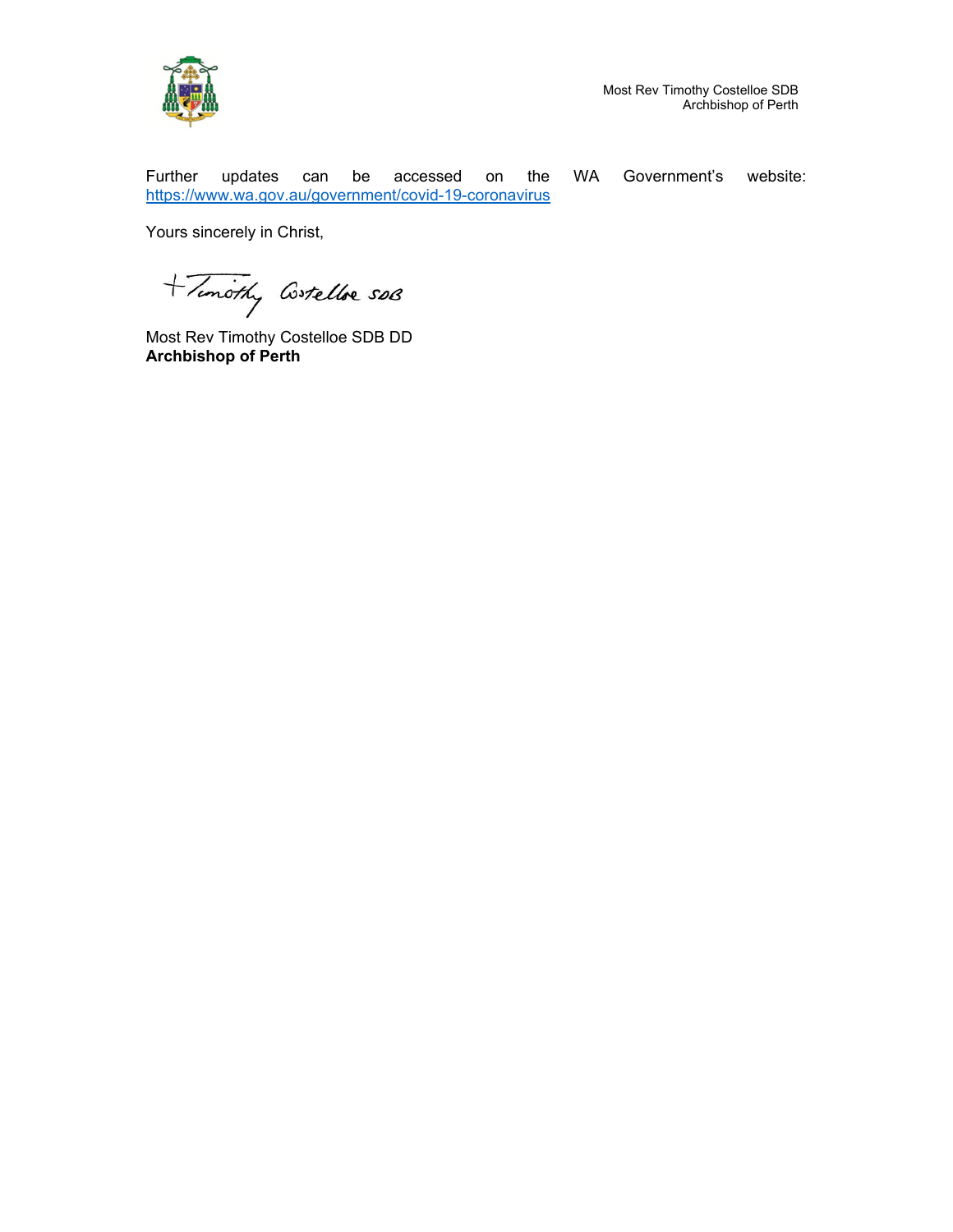Most Rev Timothy Costelloe SDB
Archbishop of Perth

Further updates can be accessed on the WA Government's website: https://www.wa.gov.au/government/covid-19-coronavirus

Yours sincerely in Christ,

+Timothy Costelloe SDB

Most Rev Timothy Costelloe SDB DD
**Archbishop of Perth**